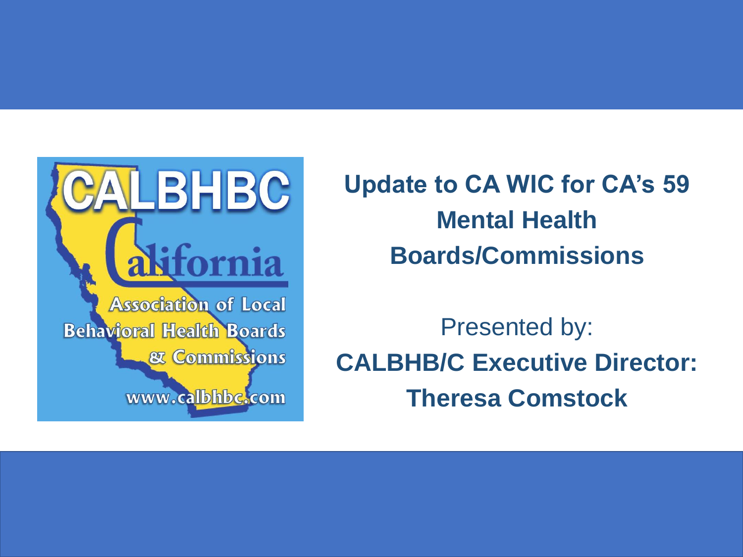# Update to CA WIC for CA's 59 Mental Health Boards/Commissions

Presented by:

**CALBHB/C Executive Director: Theresa Comstock**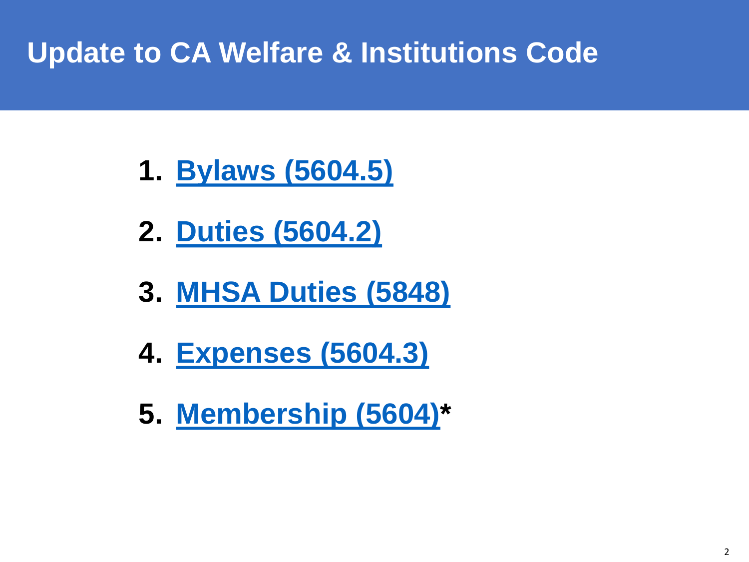# Update to CA Welfare & Institutions Code

1. Bylaws (5604.5)
2. Duties (5604.2)
3. MHSA Duties (5848)
4. Expenses (5604.3)
5. Membership (5604)*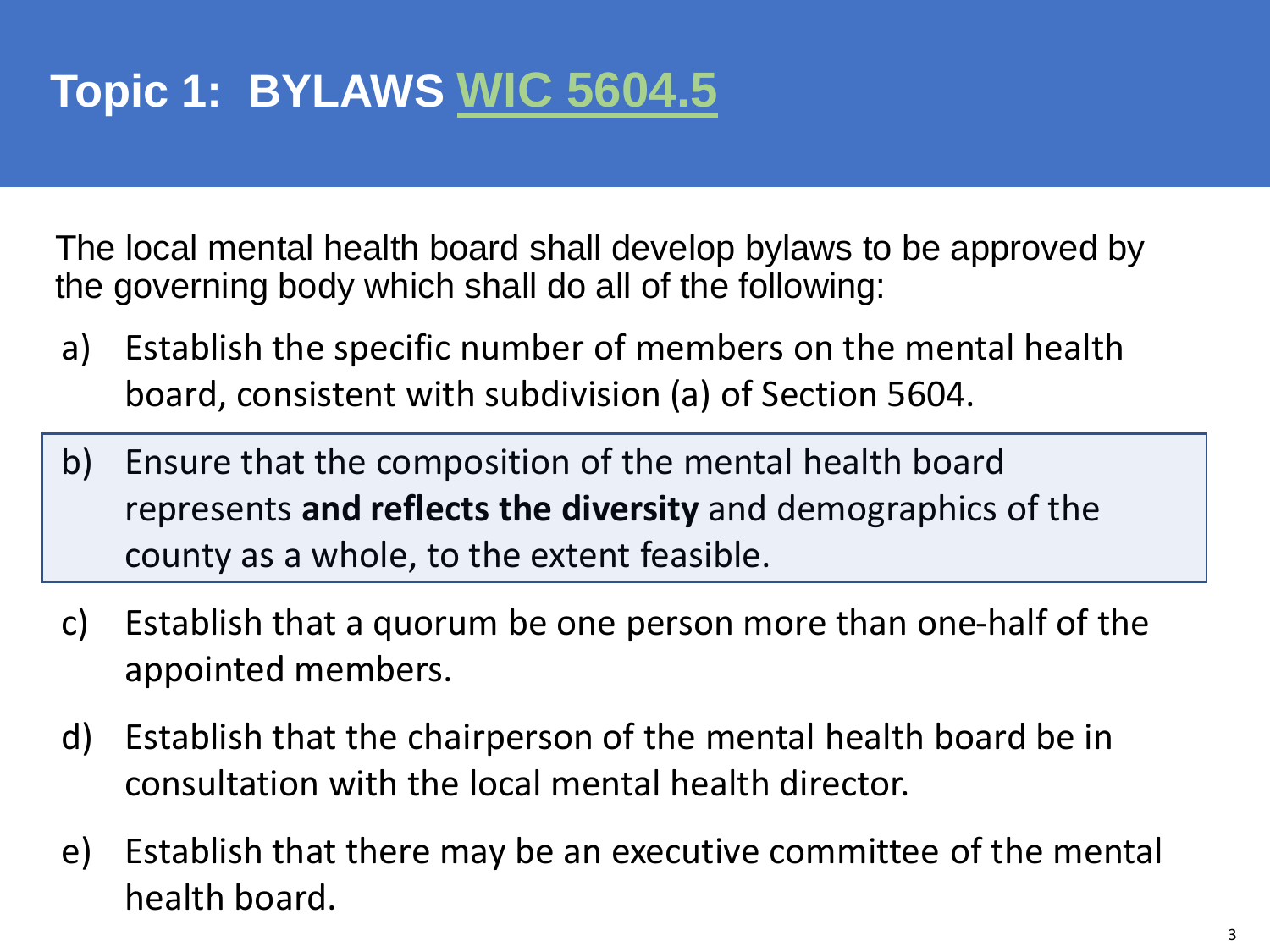# Topic 1: BYLAWS WIC 5604.5

The local mental health board shall develop bylaws to be approved by the governing body which shall do all of the following:

a) Establish the specific number of members on the mental health board, consistent with subdivision (a) of Section 5604.

b) Ensure that the composition of the mental health board represents **and reflects the diversity** and demographics of the county as a whole, to the extent feasible.

c) Establish that a quorum be one person more than one-half of the appointed members.

d) Establish that the chairperson of the mental health board be in consultation with the local mental health director.

e) Establish that there may be an executive committee of the mental health board.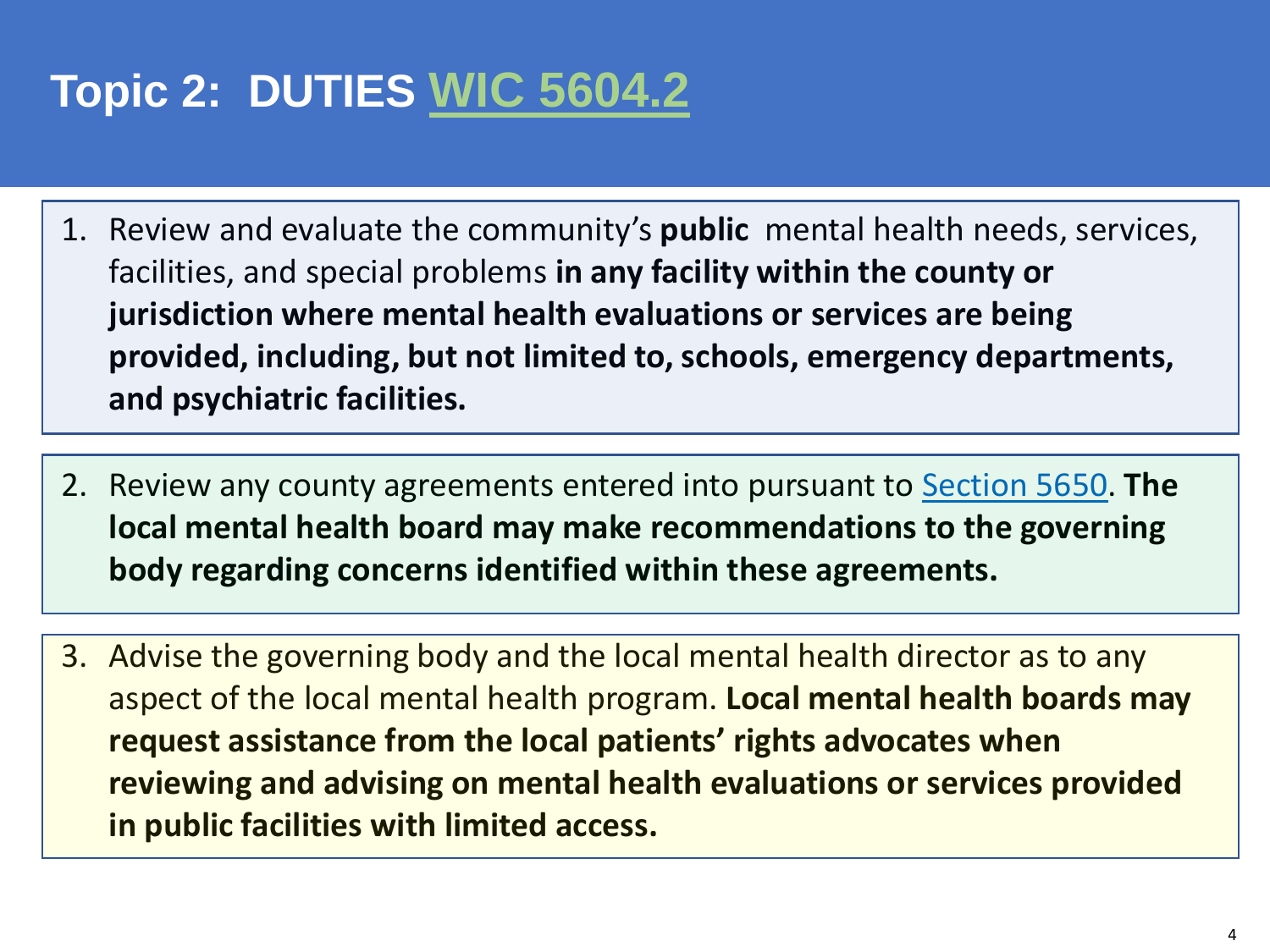# Topic 2: DUTIES WIC 5604.2

1. Review and evaluate the community's **public** mental health needs, services, facilities, and special problems **in any facility within the county or jurisdiction where mental health evaluations or services are being provided, including, but not limited to, schools, emergency departments, and psychiatric facilities.**

2. Review any county agreements entered into pursuant to Section 5650. **The local mental health board may make recommendations to the governing body regarding concerns identified within these agreements.**

3. Advise the governing body and the local mental health director as to any aspect of the local mental health program. **Local mental health boards may request assistance from the local patients' rights advocates when reviewing and advising on mental health evaluations or services provided in public facilities with limited access.**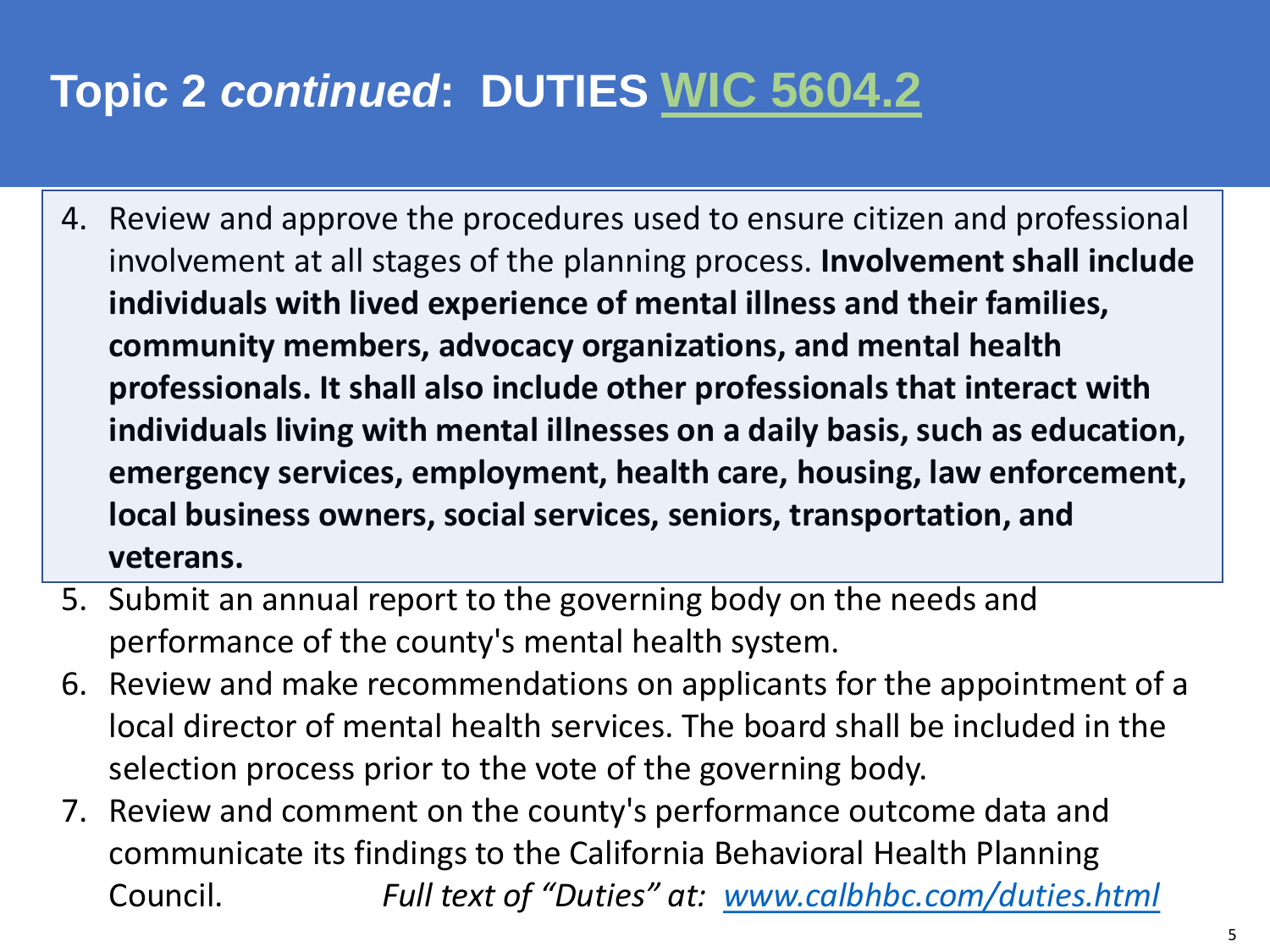# Topic 2 *continued*: DUTIES WIC 5604.2

4. Review and approve the procedures used to ensure citizen and professional involvement at all stages of the planning process. **Involvement shall include individuals with lived experience of mental illness and their families, community members, advocacy organizations, and mental health professionals. It shall also include other professionals that interact with individuals living with mental illnesses on a daily basis, such as education, emergency services, employment, health care, housing, law enforcement, local business owners, social services, seniors, transportation, and veterans.**
5. Submit an annual report to the governing body on the needs and performance of the county's mental health system.
6. Review and make recommendations on applicants for the appointment of a local director of mental health services. The board shall be included in the selection process prior to the vote of the governing body.
7. Review and comment on the county's performance outcome data and communicate its findings to the California Behavioral Health Planning Council.

*Full text of "Duties" at: www.calbhbc.com/duties.html*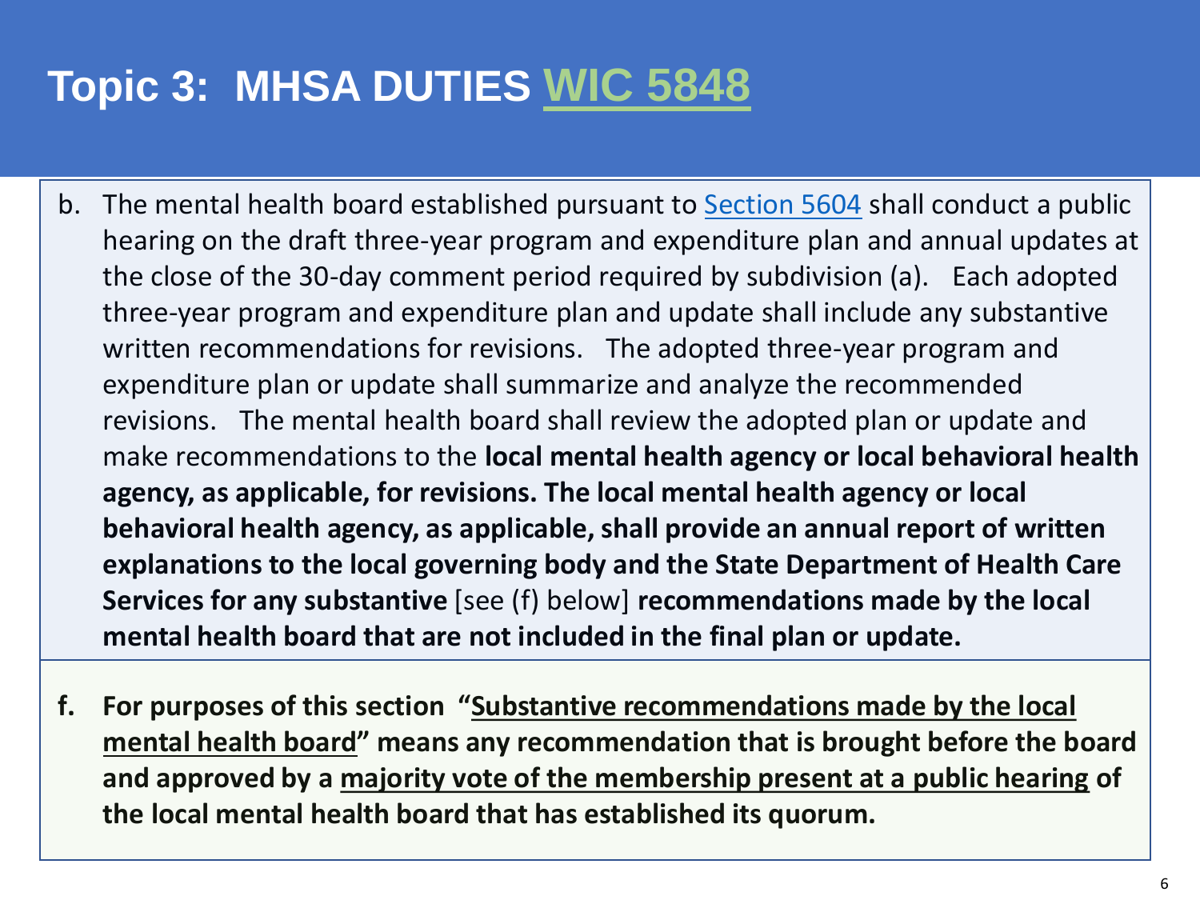# Topic 3: MHSA DUTIES WIC 5848

b. The mental health board established pursuant to Section 5604 shall conduct a public hearing on the draft three-year program and expenditure plan and annual updates at the close of the 30-day comment period required by subdivision (a). Each adopted three-year program and expenditure plan and update shall include any substantive written recommendations for revisions. The adopted three-year program and expenditure plan or update shall summarize and analyze the recommended revisions. The mental health board shall review the adopted plan or update and make recommendations to the **local mental health agency or local behavioral health agency, as applicable, for revisions. The local mental health agency or local behavioral health agency, as applicable, shall provide an annual report of written explanations to the local governing body and the State Department of Health Care Services for any substantive** [see (f) below] **recommendations made by the local mental health board that are not included in the final plan or update.**

**f. For purposes of this section "<u>Substantive recommendations made by the local mental health board</u>" means any recommendation that is brought before the board and approved by a <u>majority vote of the membership present at a public hearing</u> of the local mental health board that has established its quorum.**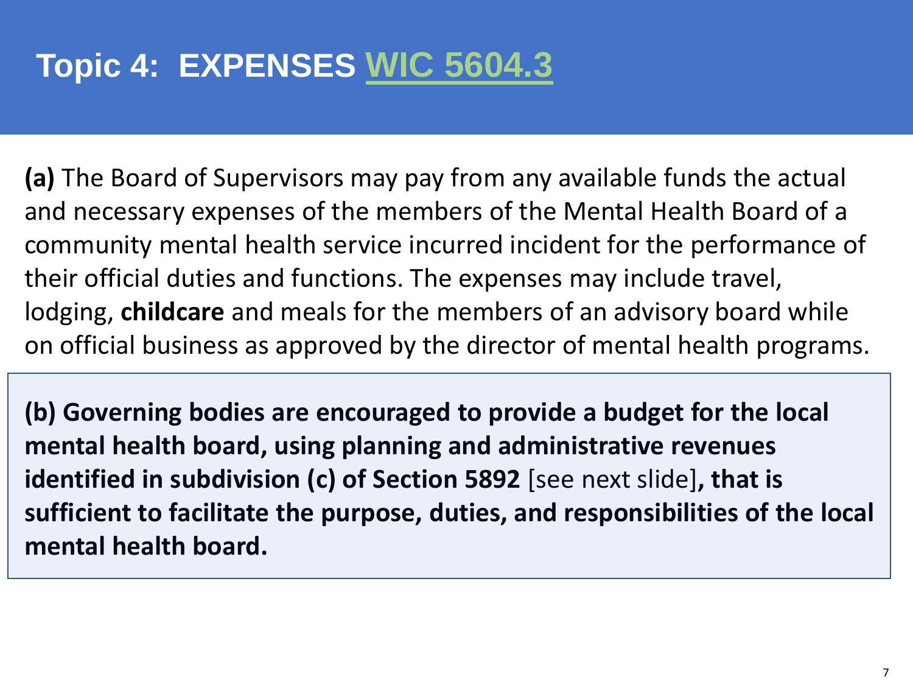# Topic 4: EXPENSES WIC 5604.3

**(a)** The Board of Supervisors may pay from any available funds the actual and necessary expenses of the members of the Mental Health Board of a community mental health service incurred incident for the performance of their official duties and functions. The expenses may include travel, lodging, **childcare** and meals for the members of an advisory board while on official business as approved by the director of mental health programs.

**(b) Governing bodies are encouraged to provide a budget for the local mental health board, using planning and administrative revenues identified in subdivision (c) of Section 5892** [see next slide]**, that is sufficient to facilitate the purpose, duties, and responsibilities of the local mental health board.**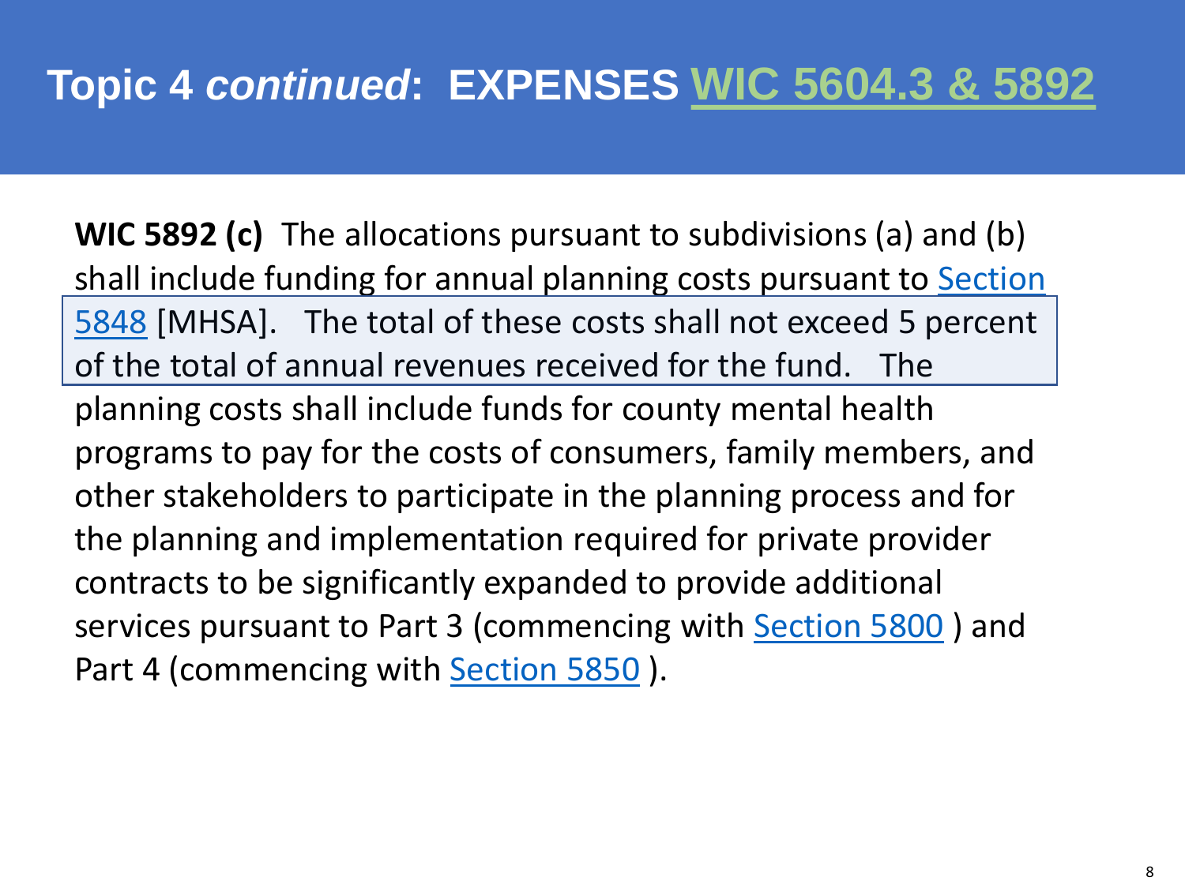# Topic 4 *continued*: EXPENSES WIC 5604.3 & 5892

**WIC 5892 (c)** The allocations pursuant to subdivisions (a) and (b) shall include funding for annual planning costs pursuant to Section 5848 [MHSA]. The total of these costs shall not exceed 5 percent of the total of annual revenues received for the fund. The planning costs shall include funds for county mental health programs to pay for the costs of consumers, family members, and other stakeholders to participate in the planning process and for the planning and implementation required for private provider contracts to be significantly expanded to provide additional services pursuant to Part 3 (commencing with Section 5800 ) and Part 4 (commencing with Section 5850 ).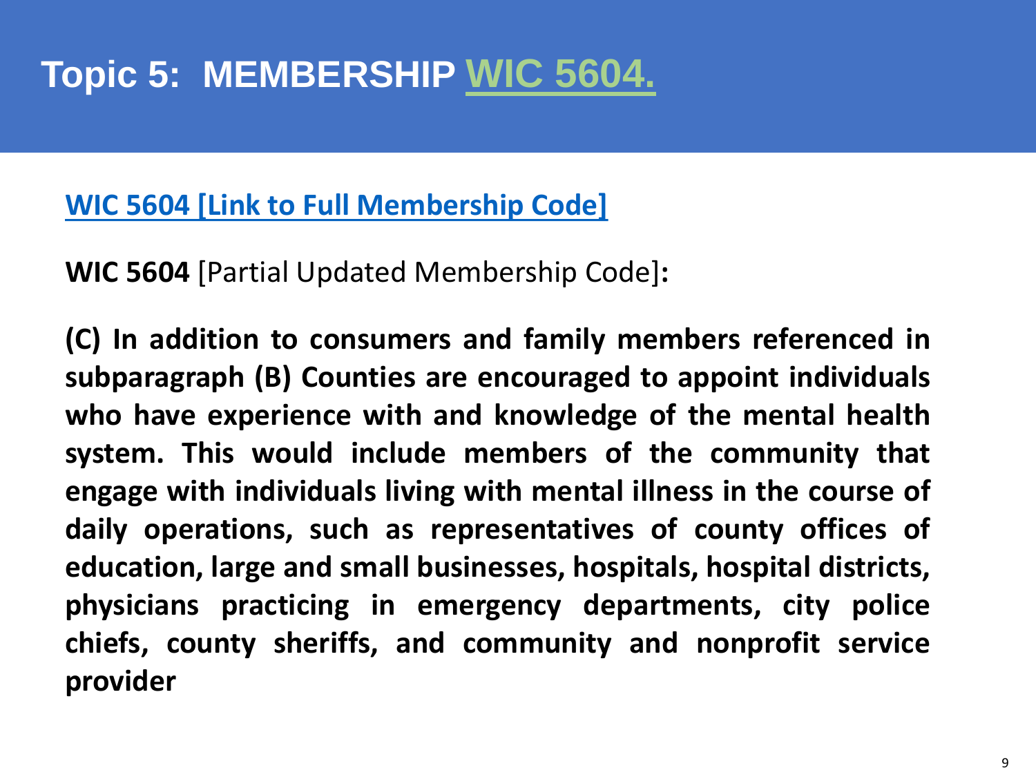# Topic 5: MEMBERSHIP WIC 5604.

WIC 5604 [Link to Full Membership Code]

**WIC 5604** [Partial Updated Membership Code]**:**

**(C) In addition to consumers and family members referenced in subparagraph (B) Counties are encouraged to appoint individuals who have experience with and knowledge of the mental health system. This would include members of the community that engage with individuals living with mental illness in the course of daily operations, such as representatives of county offices of education, large and small businesses, hospitals, hospital districts, physicians practicing in emergency departments, city police chiefs, county sheriffs, and community and nonprofit service provider**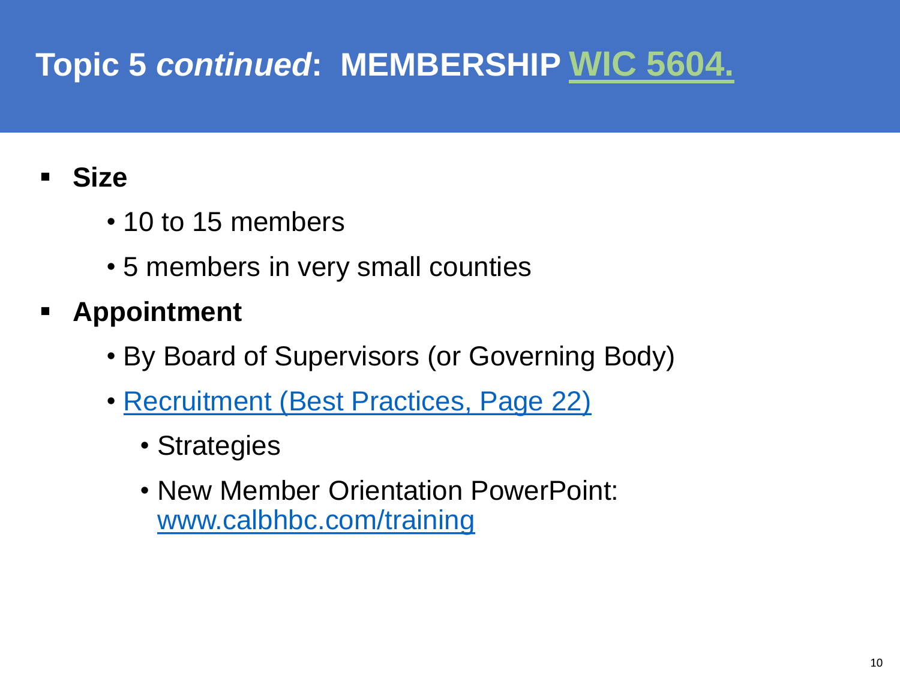# Topic 5 *continued*: MEMBERSHIP WIC 5604.

- **Size**
  - 10 to 15 members
  - 5 members in very small counties
- **Appointment**
  - By Board of Supervisors (or Governing Body)
  - Recruitment (Best Practices, Page 22)
    - Strategies
    - New Member Orientation PowerPoint: www.calbhbc.com/training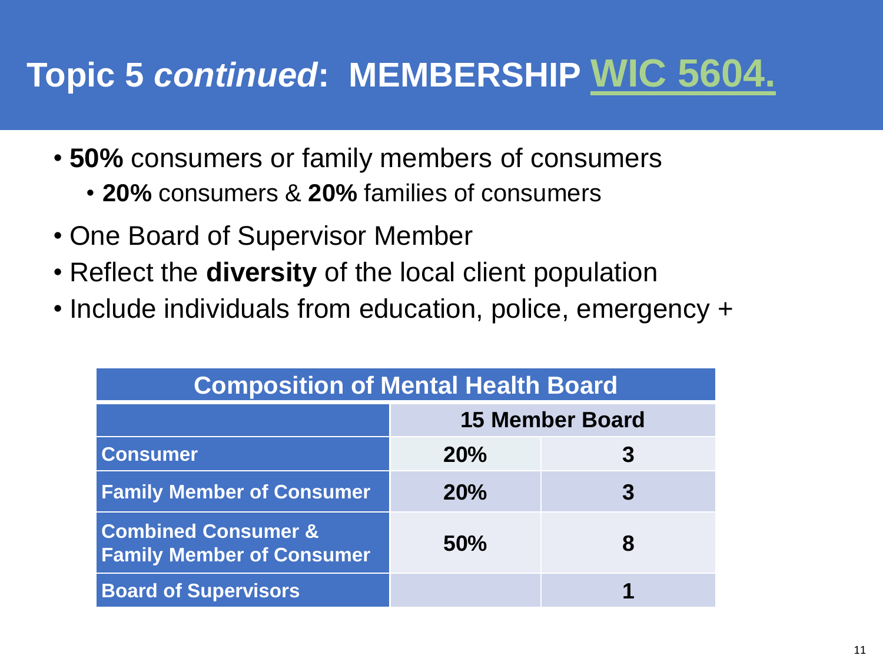# Topic 5 *continued*: MEMBERSHIP WIC 5604.

- **50%** consumers or family members of consumers
  - **20%** consumers & **20%** families of consumers
- One Board of Supervisor Member
- Reflect the **diversity** of the local client population
- Include individuals from education, police, emergency +

| Composition of Mental Health Board | | |
|---|---|---|
| | **15 Member Board** | |
| **Consumer** | **20%** | **3** |
| **Family Member of Consumer** | **20%** | **3** |
| **Combined Consumer & Family Member of Consumer** | **50%** | **8** |
| **Board of Supervisors** | | **1** |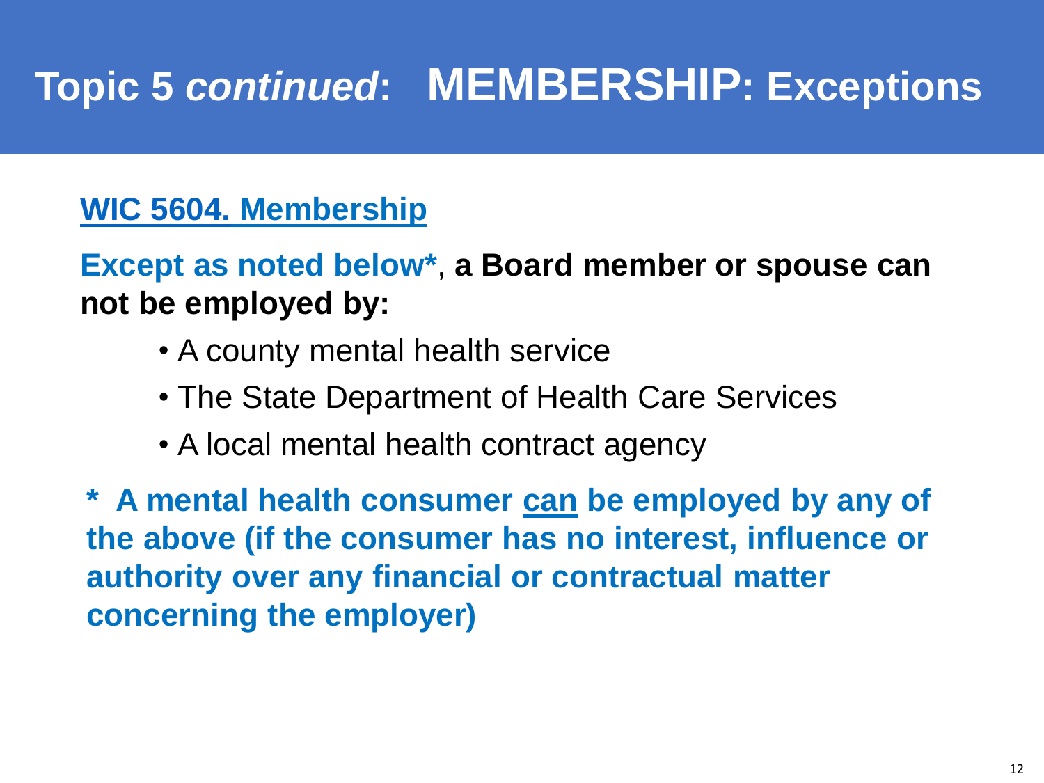# Topic 5 *continued*: MEMBERSHIP: Exceptions

## WIC 5604. Membership

**Except as noted below***, **a Board member or spouse can not be employed by:**

- A county mental health service
- The State Department of Health Care Services
- A local mental health contract agency

**\* A mental health consumer <u>can</u> be employed by any of the above (if the consumer has no interest, influence or authority over any financial or contractual matter concerning the employer)**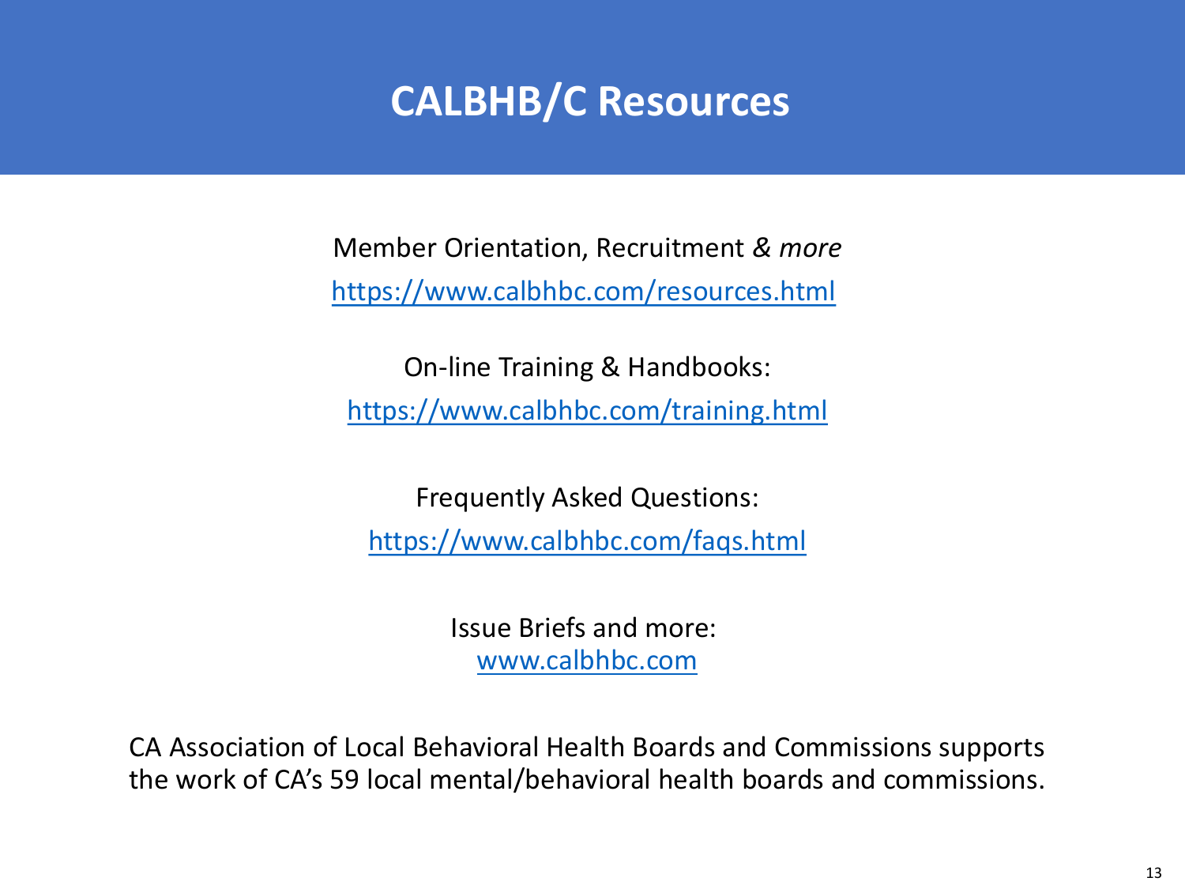# CALBHB/C Resources

Member Orientation, Recruitment *& more*

https://www.calbhbc.com/resources.html

On-line Training & Handbooks:

https://www.calbhbc.com/training.html

Frequently Asked Questions:

https://www.calbhbc.com/faqs.html

Issue Briefs and more:

www.calbhbc.com

CA Association of Local Behavioral Health Boards and Commissions supports the work of CA's 59 local mental/behavioral health boards and commissions.